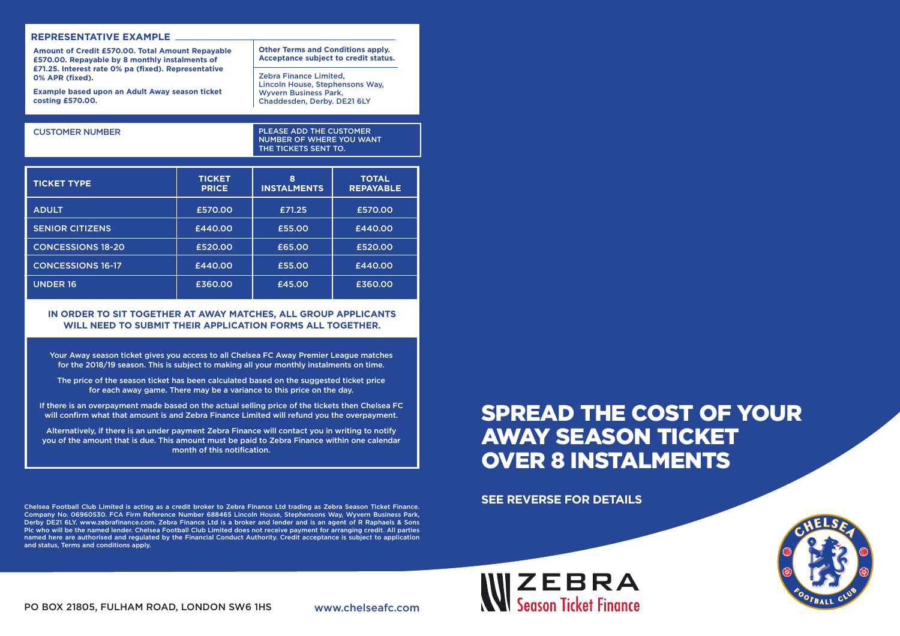## REPRESENTATIVE EXAMPLE

**Amount of Credit £570.00. Total Amount Repayable £570.00. Repayable by 8 monthly instalments of £71.25. Interest rate 0% pa (fixed). Representative 0% APR (fixed).**

**Example based upon an Adult Away season ticket costing £570.00.**

**Other Terms and Conditions apply. Acceptance subject to credit status.**

Zebra Finance Limited,
Lincoln House, Stephensons Way,
Wyvern Business Park,
Chaddesden, Derby. DE21 6LY

| CUSTOMER NUMBER | PLEASE ADD THE CUSTOMER NUMBER OF WHERE YOU WANT THE TICKETS SENT TO. |
|---|---|

| TICKET TYPE | TICKET PRICE | 8 INSTALMENTS | TOTAL REPAYABLE |
|---|---|---|---|
| ADULT | £570.00 | £71.25 | £570.00 |
| SENIOR CITIZENS | £440.00 | £55.00 | £440.00 |
| CONCESSIONS 18-20 | £520.00 | £65.00 | £520.00 |
| CONCESSIONS 16-17 | £440.00 | £55.00 | £440.00 |
| UNDER 16 | £360.00 | £45.00 | £360.00 |

**IN ORDER TO SIT TOGETHER AT AWAY MATCHES, ALL GROUP APPLICANTS WILL NEED TO SUBMIT THEIR APPLICATION FORMS ALL TOGETHER.**

Your Away season ticket gives you access to all Chelsea FC Away Premier League matches for the 2018/19 season. This is subject to making all your monthly instalments on time.

The price of the season ticket has been calculated based on the suggested ticket price for each away game. There may be a variance to this price on the day.

If there is an overpayment made based on the actual selling price of the tickets then Chelsea FC will confirm what that amount is and Zebra Finance Limited will refund you the overpayment.

Alternatively, if there is an under payment Zebra Finance will contact you in writing to notify you of the amount that is due. This amount must be paid to Zebra Finance within one calendar month of this notification.

Chelsea Football Club Limited is acting as a credit broker to Zebra Finance Ltd trading as Zebra Season Ticket Finance. Company No. 06960530. FCA Firm Reference Number 688465 Lincoln House, Stephensons Way, Wyvern Business Park, Derby DE21 6LY. www.zebrafinance.com. Zebra Finance Ltd is a broker and lender and is an agent of R Raphaels & Sons Plc who will be the named lender. Chelsea Football Club Limited does not receive payment for arranging credit. All parties named here are authorised and regulated by the Financial Conduct Authority. Credit acceptance is subject to application and status, Terms and conditions apply.

PO BOX 21805, FULHAM ROAD, LONDON SW6 1HS

www.chelseafc.com

# SPREAD THE COST OF YOUR AWAY SEASON TICKET OVER 8 INSTALMENTS

**SEE REVERSE FOR DETAILS**

ZEBRA Season Ticket Finance

CHELSEA FOOTBALL CLUB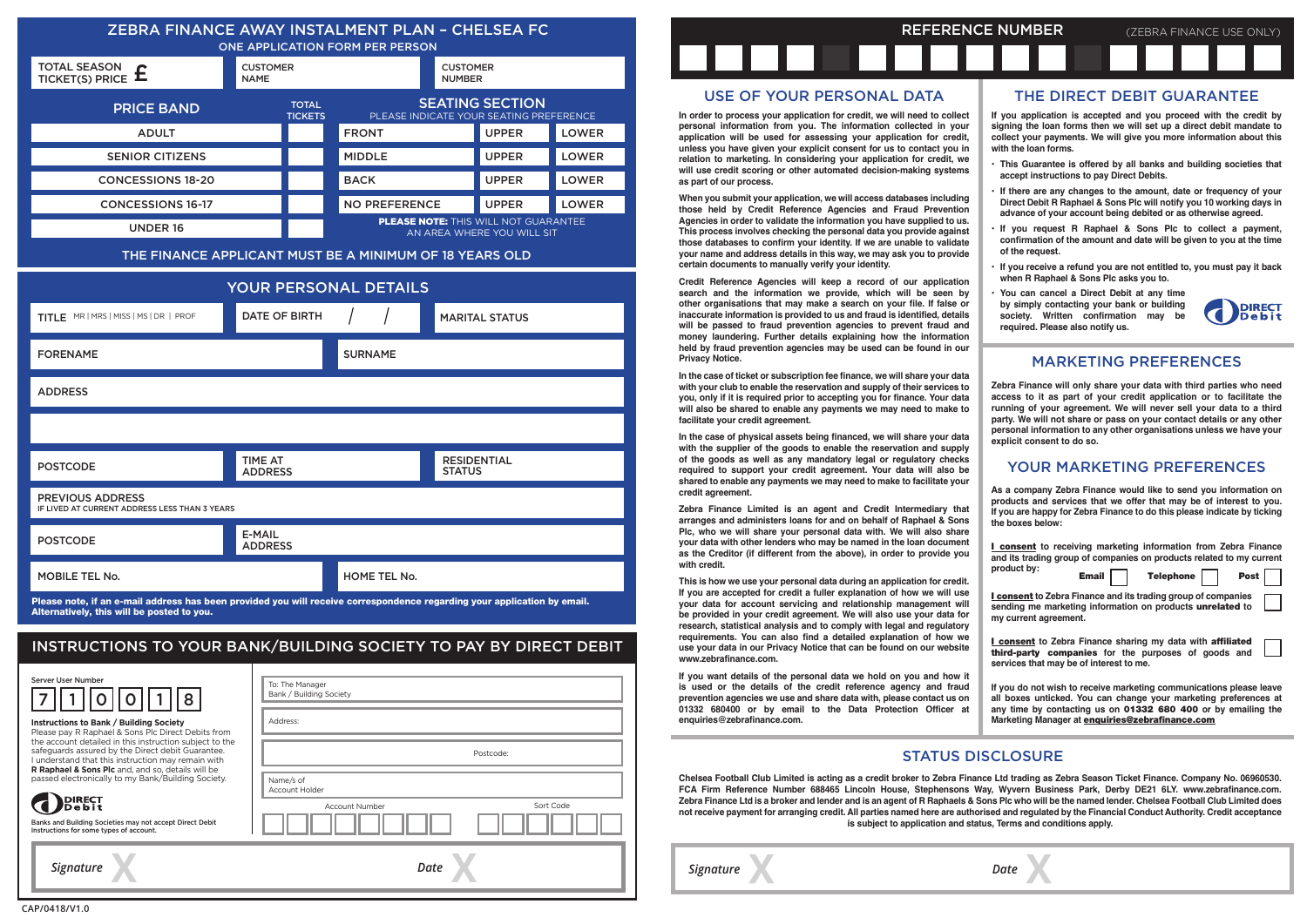# ZEBRA FINANCE AWAY INSTALMENT PLAN – CHELSEA FC

ONE APPLICATION FORM PER PERSON

| | | |
|---|---|---|
| TOTAL SEASON TICKET(S) PRICE £ | CUSTOMER NAME | CUSTOMER NUMBER |

| PRICE BAND | TOTAL TICKETS | SEATING SECTION PLEASE INDICATE YOUR SEATING PREFERENCE | | |
|---|---|---|---|---|
| ADULT | | FRONT | UPPER | LOWER |
| SENIOR CITIZENS | | MIDDLE | UPPER | LOWER |
| CONCESSIONS 18-20 | | BACK | UPPER | LOWER |
| CONCESSIONS 16-17 | | NO PREFERENCE | UPPER | LOWER |
| UNDER 16 | | **PLEASE NOTE:** THIS WILL NOT GUARANTEE AN AREA WHERE YOU WILL SIT | | |

THE FINANCE APPLICANT MUST BE A MINIMUM OF 18 YEARS OLD

## YOUR PERSONAL DETAILS

| | | |
|---|---|---|
| TITLE MR \| MRS \| MISS \| MS \| DR \| PROF | DATE OF BIRTH / / | MARITAL STATUS |
| FORENAME | SURNAME | |
| ADDRESS | | |
| | | |
| POSTCODE | TIME AT ADDRESS | RESIDENTIAL STATUS |
| PREVIOUS ADDRESS IF LIVED AT CURRENT ADDRESS LESS THAN 3 YEARS | | |
| POSTCODE | E-MAIL ADDRESS | |
| MOBILE TEL No. | HOME TEL No. | |

**Please note, if an e-mail address has been provided you will receive correspondence regarding your application by email. Alternatively, this will be posted to you.**

## INSTRUCTIONS TO YOUR BANK/BUILDING SOCIETY TO PAY BY DIRECT DEBIT

Server User Number

7 1 0 0 1 8

**Instructions to Bank / Building Society**
Please pay R Raphael & Sons Plc Direct Debits from the account detailed in this instruction subject to the safeguards assured by the Direct debit Guarantee. I understand that this instruction may remain with **R Raphael & Sons Plc** and, and so, details will be passed electronically to my Bank/Building Society.

DIRECT Debit

Banks and Building Societies may not accept Direct Debit Instructions for some types of account.

To: The Manager
Bank / Building Society

Address:

Postcode:

Name/s of Account Holder

Account Number

Sort Code

*Signature* X

*Date* X

CAP/0418/V1.0

## REFERENCE NUMBER (ZEBRA FINANCE USE ONLY)

## USE OF YOUR PERSONAL DATA

**In order to process your application for credit, we will need to collect personal information from you. The information collected in your application will be used for assessing your application for credit, unless you have given your explicit consent for us to contact you in relation to marketing. In considering your application for credit, we will use credit scoring or other automated decision-making systems as part of our process.**

**When you submit your application, we will access databases including those held by Credit Reference Agencies and Fraud Prevention Agencies in order to validate the information you have supplied to us. This process involves checking the personal data you provide against those databases to confirm your identity. If we are unable to validate your name and address details in this way, we may ask you to provide certain documents to manually verify your identity.**

**Credit Reference Agencies will keep a record of our application search and the information we provide, which will be seen by other organisations that may make a search on your file. If false or inaccurate information is provided to us and fraud is identified, details will be passed to fraud prevention agencies to prevent fraud and money laundering. Further details explaining how the information held by fraud prevention agencies may be used can be found in our Privacy Notice.**

**In the case of ticket or subscription fee finance, we will share your data with your club to enable the reservation and supply of their services to you, only if it is required prior to accepting you for finance. Your data will also be shared to enable any payments we may need to make to facilitate your credit agreement.**

**In the case of physical assets being financed, we will share your data with the supplier of the goods to enable the reservation and supply of the goods as well as any mandatory legal or regulatory checks required to support your credit agreement. Your data will also be shared to enable any payments we may need to make to facilitate your credit agreement.**

**Zebra Finance Limited is an agent and Credit Intermediary that arranges and administers loans for and on behalf of Raphael & Sons Plc, who we will share your personal data with. We will also share your data with other lenders who may be named in the loan document as the Creditor (if different from the above), in order to provide you with credit.**

**This is how we use your personal data during an application for credit. If you are accepted for credit a fuller explanation of how we will use your data for account servicing and relationship management will be provided in your credit agreement. We will also use your data for research, statistical analysis and to comply with legal and regulatory requirements. You can also find a detailed explanation of how we use your data in our Privacy Notice that can be found on our website www.zebrafinance.com.**

**If you want details of the personal data we hold on you and how it is used or the details of the credit reference agency and fraud prevention agencies we use and share data with, please contact us on 01332 680400 or by email to the Data Protection Officer at enquiries@zebrafinance.com.**

## THE DIRECT DEBIT GUARANTEE

**If you application is accepted and you proceed with the credit by signing the loan forms then we will set up a direct debit mandate to collect your payments. We will give you more information about this with the loan forms.**

- **This Guarantee is offered by all banks and building societies that accept instructions to pay Direct Debits.**
- **If there are any changes to the amount, date or frequency of your Direct Debit R Raphael & Sons Plc will notify you 10 working days in advance of your account being debited or as otherwise agreed.**
- **If you request R Raphael & Sons Plc to collect a payment, confirmation of the amount and date will be given to you at the time of the request.**
- **If you receive a refund you are not entitled to, you must pay it back when R Raphael & Sons Plc asks you to.**
- **You can cancel a Direct Debit at any time by simply contacting your bank or building society. Written confirmation may be required. Please also notify us.**

DIRECT Debit

## MARKETING PREFERENCES

**Zebra Finance will only share your data with third parties who need access to it as part of your credit application or to facilitate the running of your agreement. We will never sell your data to a third party. We will not share or pass on your contact details or any other personal information to any other organisations unless we have your explicit consent to do so.**

## YOUR MARKETING PREFERENCES

**As a company Zebra Finance would like to send you information on products and services that we offer that may be of interest to you. If you are happy for Zebra Finance to do this please indicate by ticking the boxes below:**

**I consent** to receiving marketing information from Zebra Finance and its trading group of companies on products related to my current product by: **Email** ☐ **Telephone** ☐ **Post** ☐

**I consent** to Zebra Finance and its trading group of companies sending me marketing information on products **unrelated** to my current agreement. ☐

**I consent** to Zebra Finance sharing my data with **affiliated third-party companies** for the purposes of goods and services that may be of interest to me. ☐

**If you do not wish to receive marketing communications please leave all boxes unticked. You can change your marketing preferences at any time by contacting us on 01332 680 400 or by emailing the Marketing Manager at enquiries@zebrafinance.com**

## STATUS DISCLOSURE

**Chelsea Football Club Limited is acting as a credit broker to Zebra Finance Ltd trading as Zebra Season Ticket Finance. Company No. 06960530. FCA Firm Reference Number 688465 Lincoln House, Stephensons Way, Wyvern Business Park, Derby DE21 6LY. www.zebrafinance.com. Zebra Finance Ltd is a broker and lender and is an agent of R Raphaels & Sons Plc who will be the named lender. Chelsea Football Club Limited does not receive payment for arranging credit. All parties named here are authorised and regulated by the Financial Conduct Authority. Credit acceptance is subject to application and status, Terms and conditions apply.**

*Signature* X

*Date* X